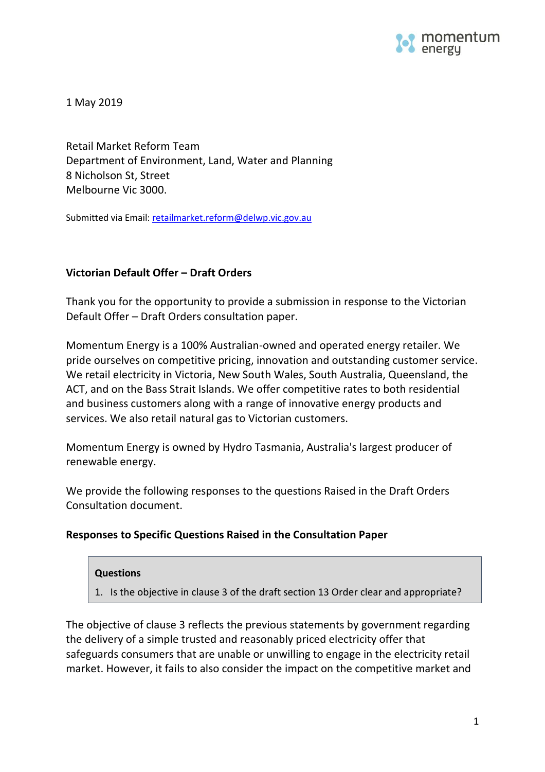momentum energy

1 May 2019

Retail Market Reform Team
Department of Environment, Land, Water and Planning
8 Nicholson St, Street
Melbourne Vic 3000.

Submitted via Email: retailmarket.reform@delwp.vic.gov.au

**Victorian Default Offer – Draft Orders**

Thank you for the opportunity to provide a submission in response to the Victorian Default Offer – Draft Orders consultation paper.

Momentum Energy is a 100% Australian-owned and operated energy retailer. We pride ourselves on competitive pricing, innovation and outstanding customer service. We retail electricity in Victoria, New South Wales, South Australia, Queensland, the ACT, and on the Bass Strait Islands. We offer competitive rates to both residential and business customers along with a range of innovative energy products and services. We also retail natural gas to Victorian customers.

Momentum Energy is owned by Hydro Tasmania, Australia's largest producer of renewable energy.

We provide the following responses to the questions Raised in the Draft Orders Consultation document.

**Responses to Specific Questions Raised in the Consultation Paper**

> **Questions**
>
> 1. Is the objective in clause 3 of the draft section 13 Order clear and appropriate?

The objective of clause 3 reflects the previous statements by government regarding the delivery of a simple trusted and reasonably priced electricity offer that safeguards consumers that are unable or unwilling to engage in the electricity retail market. However, it fails to also consider the impact on the competitive market and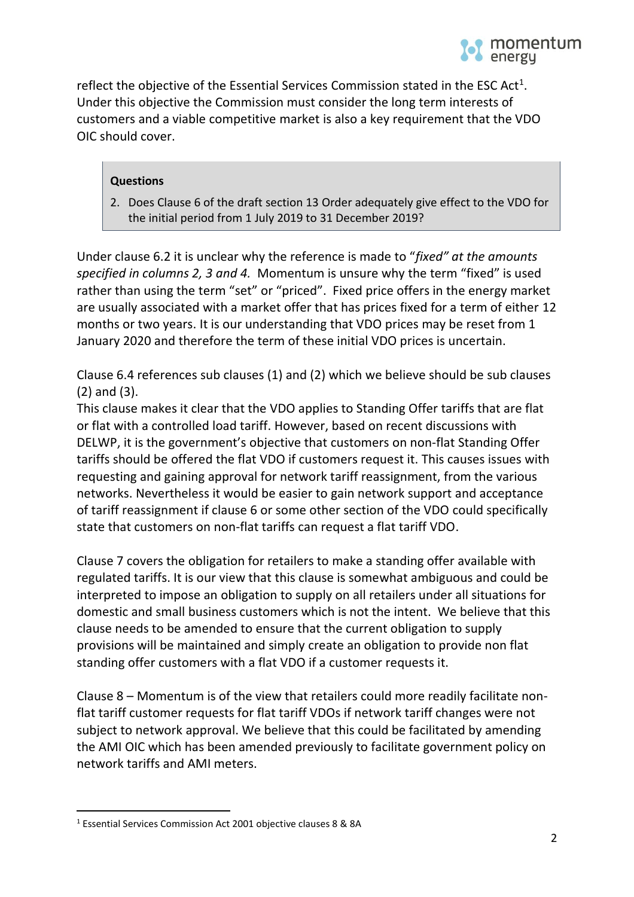reflect the objective of the Essential Services Commission stated in the ESC Act[1]. Under this objective the Commission must consider the long term interests of customers and a viable competitive market is also a key requirement that the VDO OIC should cover.

> **Questions**
>
> 2. Does Clause 6 of the draft section 13 Order adequately give effect to the VDO for the initial period from 1 July 2019 to 31 December 2019?

Under clause 6.2 it is unclear why the reference is made to "*fixed" at the amounts specified in columns 2, 3 and 4.* Momentum is unsure why the term "fixed" is used rather than using the term "set" or "priced". Fixed price offers in the energy market are usually associated with a market offer that has prices fixed for a term of either 12 months or two years. It is our understanding that VDO prices may be reset from 1 January 2020 and therefore the term of these initial VDO prices is uncertain.

Clause 6.4 references sub clauses (1) and (2) which we believe should be sub clauses (2) and (3).
This clause makes it clear that the VDO applies to Standing Offer tariffs that are flat or flat with a controlled load tariff. However, based on recent discussions with DELWP, it is the government's objective that customers on non-flat Standing Offer tariffs should be offered the flat VDO if customers request it. This causes issues with requesting and gaining approval for network tariff reassignment, from the various networks. Nevertheless it would be easier to gain network support and acceptance of tariff reassignment if clause 6 or some other section of the VDO could specifically state that customers on non-flat tariffs can request a flat tariff VDO.

Clause 7 covers the obligation for retailers to make a standing offer available with regulated tariffs. It is our view that this clause is somewhat ambiguous and could be interpreted to impose an obligation to supply on all retailers under all situations for domestic and small business customers which is not the intent. We believe that this clause needs to be amended to ensure that the current obligation to supply provisions will be maintained and simply create an obligation to provide non flat standing offer customers with a flat VDO if a customer requests it.

Clause 8 – Momentum is of the view that retailers could more readily facilitate non-flat tariff customer requests for flat tariff VDOs if network tariff changes were not subject to network approval. We believe that this could be facilitated by amending the AMI OIC which has been amended previously to facilitate government policy on network tariffs and AMI meters.

[1] Essential Services Commission Act 2001 objective clauses 8 & 8A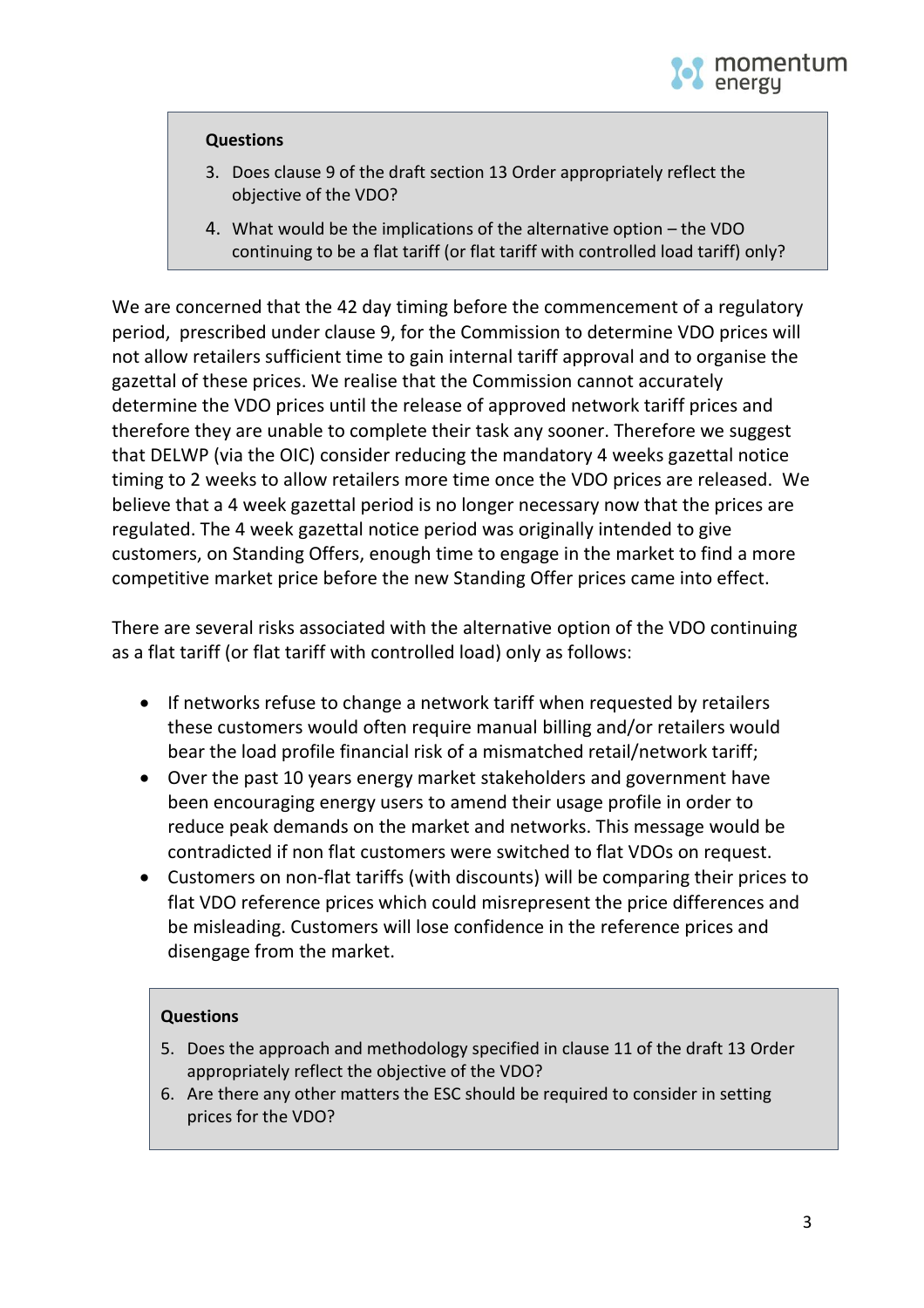**Questions**

3. Does clause 9 of the draft section 13 Order appropriately reflect the objective of the VDO?
4. What would be the implications of the alternative option – the VDO continuing to be a flat tariff (or flat tariff with controlled load tariff) only?

We are concerned that the 42 day timing before the commencement of a regulatory period, prescribed under clause 9, for the Commission to determine VDO prices will not allow retailers sufficient time to gain internal tariff approval and to organise the gazettal of these prices. We realise that the Commission cannot accurately determine the VDO prices until the release of approved network tariff prices and therefore they are unable to complete their task any sooner. Therefore we suggest that DELWP (via the OIC) consider reducing the mandatory 4 weeks gazettal notice timing to 2 weeks to allow retailers more time once the VDO prices are released. We believe that a 4 week gazettal period is no longer necessary now that the prices are regulated. The 4 week gazettal notice period was originally intended to give customers, on Standing Offers, enough time to engage in the market to find a more competitive market price before the new Standing Offer prices came into effect.

There are several risks associated with the alternative option of the VDO continuing as a flat tariff (or flat tariff with controlled load) only as follows:

- If networks refuse to change a network tariff when requested by retailers these customers would often require manual billing and/or retailers would bear the load profile financial risk of a mismatched retail/network tariff;
- Over the past 10 years energy market stakeholders and government have been encouraging energy users to amend their usage profile in order to reduce peak demands on the market and networks. This message would be contradicted if non flat customers were switched to flat VDOs on request.
- Customers on non-flat tariffs (with discounts) will be comparing their prices to flat VDO reference prices which could misrepresent the price differences and be misleading. Customers will lose confidence in the reference prices and disengage from the market.

**Questions**

5. Does the approach and methodology specified in clause 11 of the draft 13 Order appropriately reflect the objective of the VDO?
6. Are there any other matters the ESC should be required to consider in setting prices for the VDO?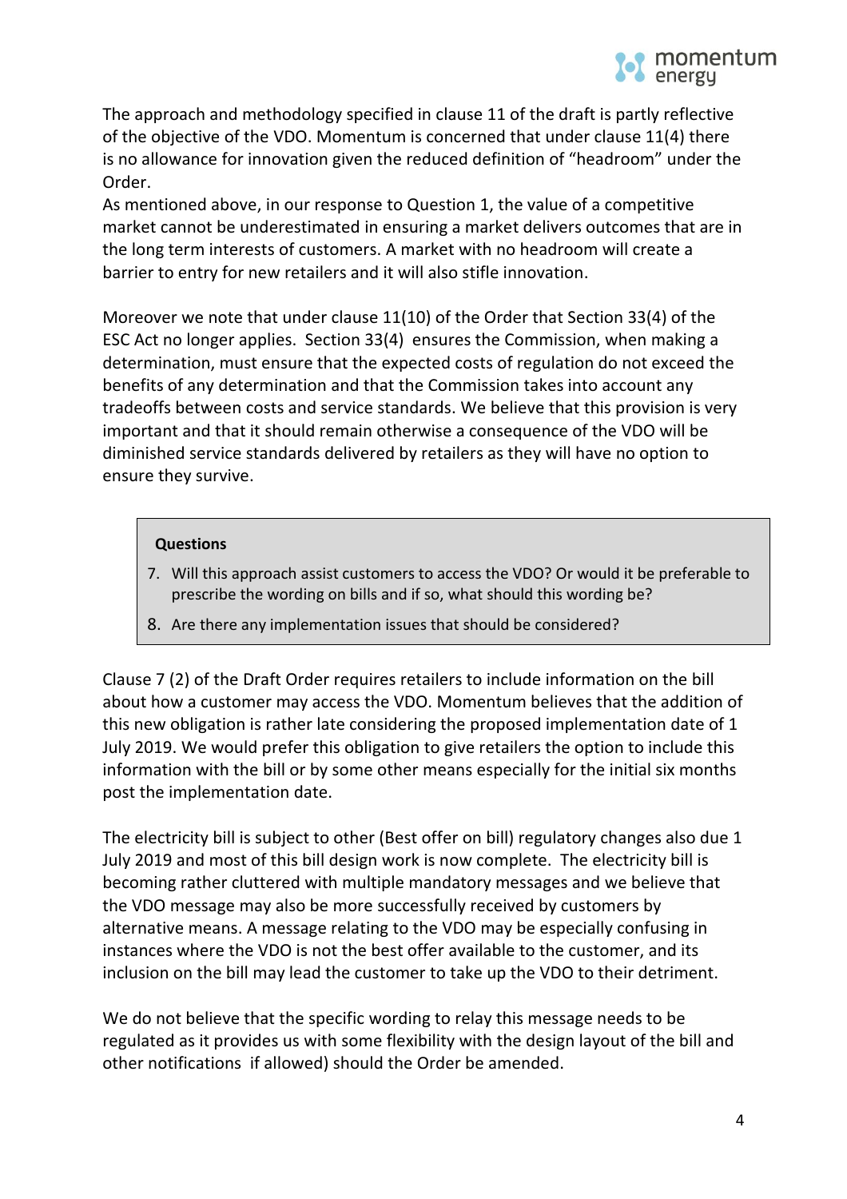The approach and methodology specified in clause 11 of the draft is partly reflective of the objective of the VDO. Momentum is concerned that under clause 11(4) there is no allowance for innovation given the reduced definition of "headroom" under the Order.

As mentioned above, in our response to Question 1, the value of a competitive market cannot be underestimated in ensuring a market delivers outcomes that are in the long term interests of customers. A market with no headroom will create a barrier to entry for new retailers and it will also stifle innovation.

Moreover we note that under clause 11(10) of the Order that Section 33(4) of the ESC Act no longer applies. Section 33(4) ensures the Commission, when making a determination, must ensure that the expected costs of regulation do not exceed the benefits of any determination and that the Commission takes into account any tradeoffs between costs and service standards. We believe that this provision is very important and that it should remain otherwise a consequence of the VDO will be diminished service standards delivered by retailers as they will have no option to ensure they survive.

> **Questions**
>
> 7. Will this approach assist customers to access the VDO? Or would it be preferable to prescribe the wording on bills and if so, what should this wording be?
> 8. Are there any implementation issues that should be considered?

Clause 7 (2) of the Draft Order requires retailers to include information on the bill about how a customer may access the VDO. Momentum believes that the addition of this new obligation is rather late considering the proposed implementation date of 1 July 2019. We would prefer this obligation to give retailers the option to include this information with the bill or by some other means especially for the initial six months post the implementation date.

The electricity bill is subject to other (Best offer on bill) regulatory changes also due 1 July 2019 and most of this bill design work is now complete. The electricity bill is becoming rather cluttered with multiple mandatory messages and we believe that the VDO message may also be more successfully received by customers by alternative means. A message relating to the VDO may be especially confusing in instances where the VDO is not the best offer available to the customer, and its inclusion on the bill may lead the customer to take up the VDO to their detriment.

We do not believe that the specific wording to relay this message needs to be regulated as it provides us with some flexibility with the design layout of the bill and other notifications if allowed) should the Order be amended.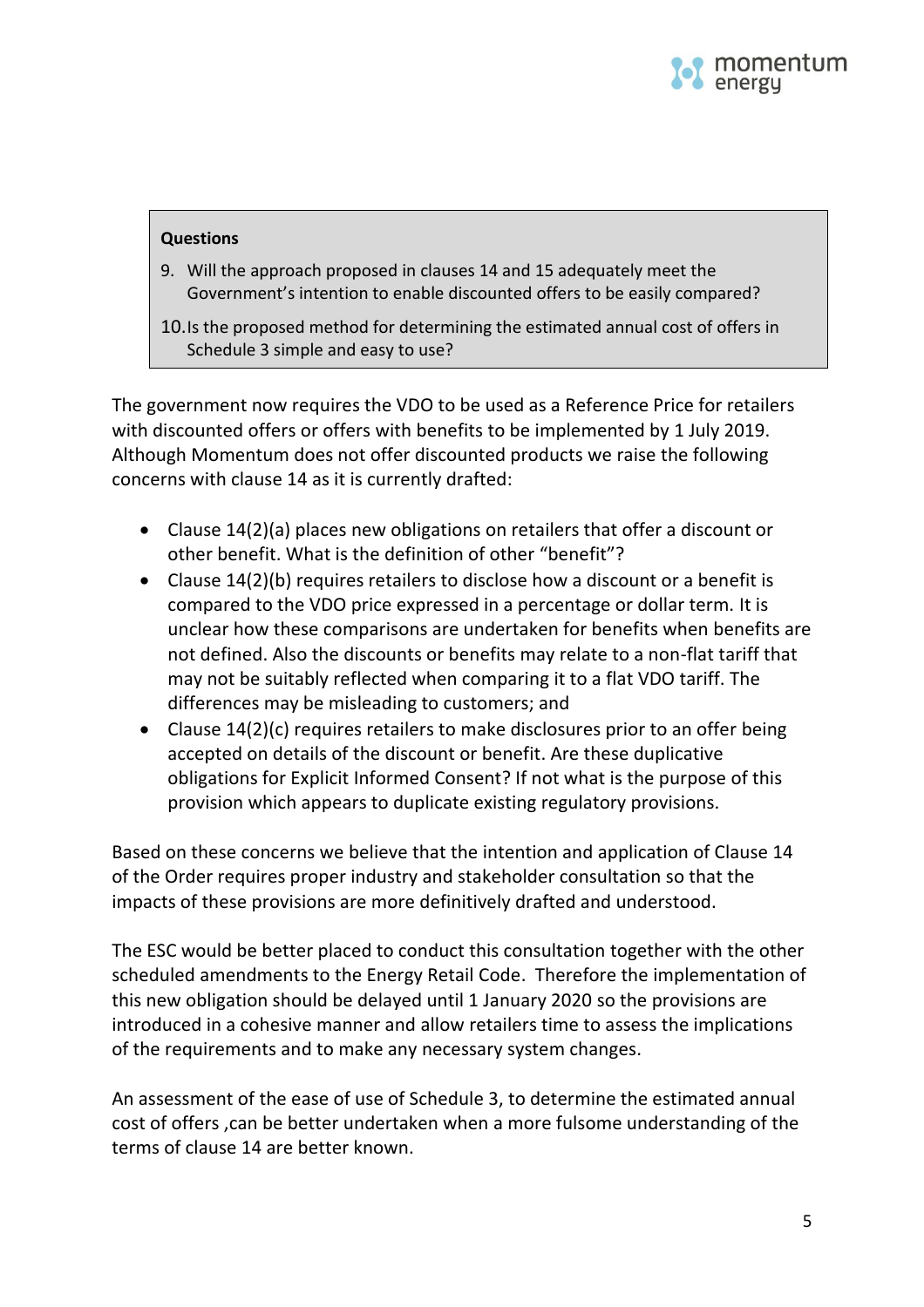**Questions**

9. Will the approach proposed in clauses 14 and 15 adequately meet the Government's intention to enable discounted offers to be easily compared?
10. Is the proposed method for determining the estimated annual cost of offers in Schedule 3 simple and easy to use?

The government now requires the VDO to be used as a Reference Price for retailers with discounted offers or offers with benefits to be implemented by 1 July 2019. Although Momentum does not offer discounted products we raise the following concerns with clause 14 as it is currently drafted:

- Clause 14(2)(a) places new obligations on retailers that offer a discount or other benefit. What is the definition of other "benefit"?
- Clause 14(2)(b) requires retailers to disclose how a discount or a benefit is compared to the VDO price expressed in a percentage or dollar term. It is unclear how these comparisons are undertaken for benefits when benefits are not defined. Also the discounts or benefits may relate to a non-flat tariff that may not be suitably reflected when comparing it to a flat VDO tariff. The differences may be misleading to customers; and
- Clause 14(2)(c) requires retailers to make disclosures prior to an offer being accepted on details of the discount or benefit. Are these duplicative obligations for Explicit Informed Consent? If not what is the purpose of this provision which appears to duplicate existing regulatory provisions.

Based on these concerns we believe that the intention and application of Clause 14 of the Order requires proper industry and stakeholder consultation so that the impacts of these provisions are more definitively drafted and understood.

The ESC would be better placed to conduct this consultation together with the other scheduled amendments to the Energy Retail Code. Therefore the implementation of this new obligation should be delayed until 1 January 2020 so the provisions are introduced in a cohesive manner and allow retailers time to assess the implications of the requirements and to make any necessary system changes.

An assessment of the ease of use of Schedule 3, to determine the estimated annual cost of offers ,can be better undertaken when a more fulsome understanding of the terms of clause 14 are better known.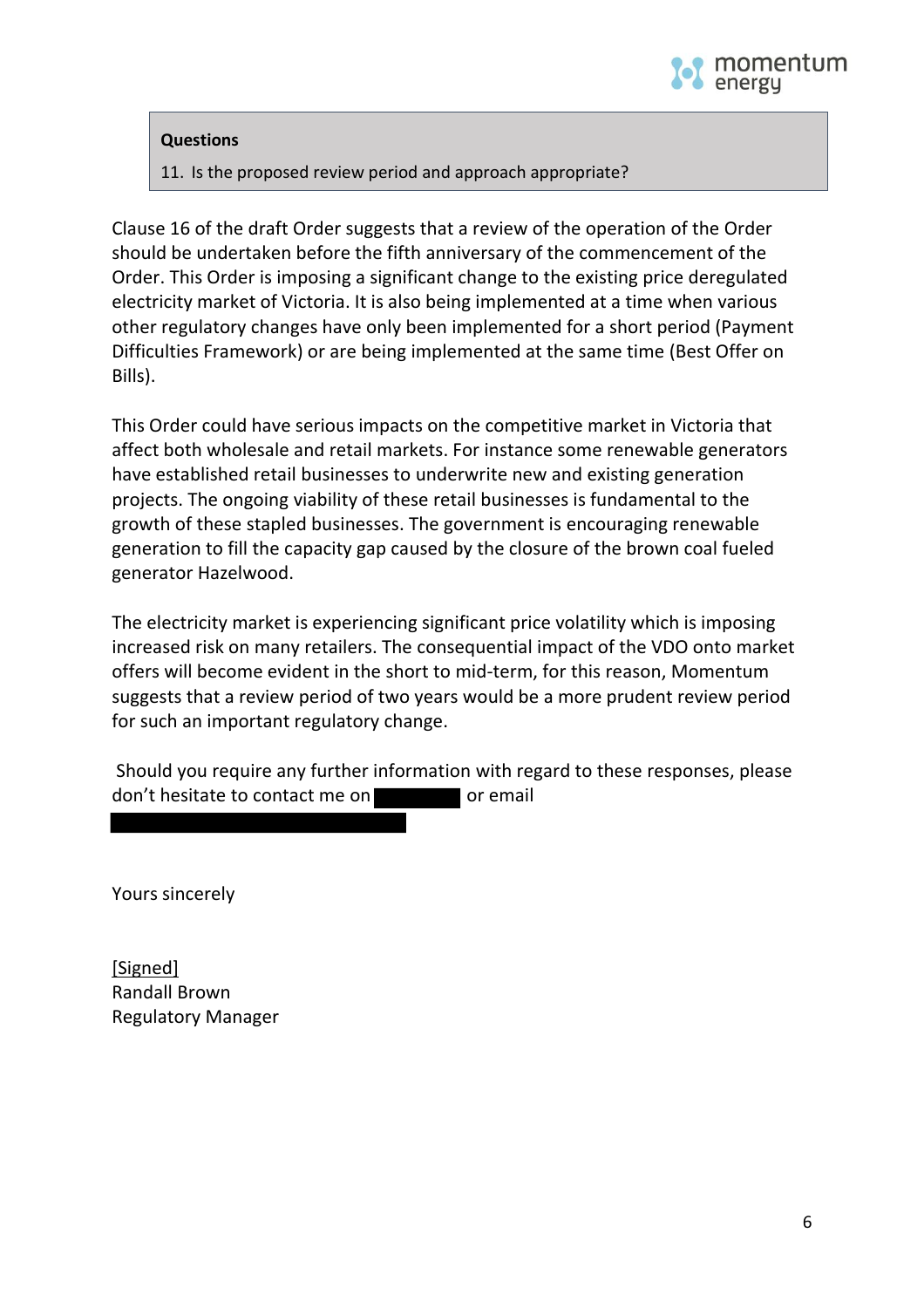**Questions**

11. Is the proposed review period and approach appropriate?

Clause 16 of the draft Order suggests that a review of the operation of the Order should be undertaken before the fifth anniversary of the commencement of the Order. This Order is imposing a significant change to the existing price deregulated electricity market of Victoria. It is also being implemented at a time when various other regulatory changes have only been implemented for a short period (Payment Difficulties Framework) or are being implemented at the same time (Best Offer on Bills).

This Order could have serious impacts on the competitive market in Victoria that affect both wholesale and retail markets. For instance some renewable generators have established retail businesses to underwrite new and existing generation projects. The ongoing viability of these retail businesses is fundamental to the growth of these stapled businesses. The government is encouraging renewable generation to fill the capacity gap caused by the closure of the brown coal fueled generator Hazelwood.

The electricity market is experiencing significant price volatility which is imposing increased risk on many retailers. The consequential impact of the VDO onto market offers will become evident in the short to mid-term, for this reason, Momentum suggests that a review period of two years would be a more prudent review period for such an important regulatory change.

Should you require any further information with regard to these responses, please don't hesitate to contact me on [redacted] or email [redacted]

Yours sincerely

[Signed]
Randall Brown
Regulatory Manager